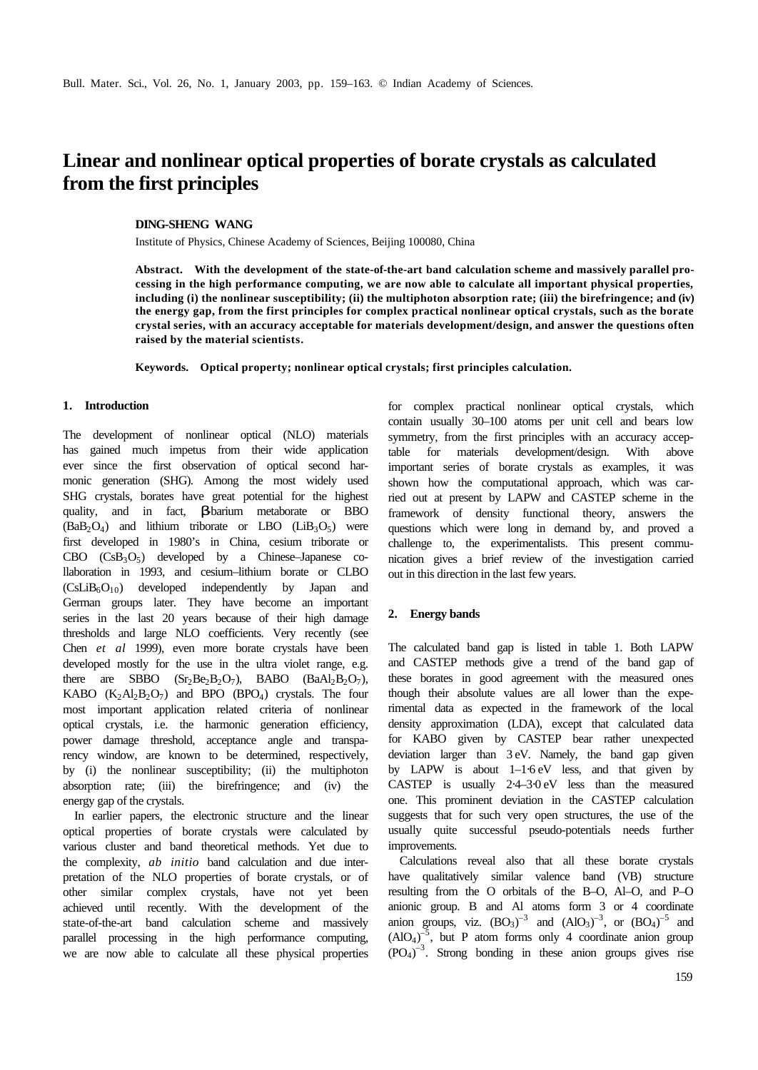# Linear and nonlinear optical properties of borate crystals as calculated from the first principles

**DING-SHENG WANG**

Institute of Physics, Chinese Academy of Sciences, Beijing 100080, China

**Abstract. With the development of the state-of-the-art band calculation scheme and massively parallel processing in the high performance computing, we are now able to calculate all important physical properties, including (i) the nonlinear susceptibility; (ii) the multiphoton absorption rate; (iii) the birefringence; and (iv) the energy gap, from the first principles for complex practical nonlinear optical crystals, such as the borate crystal series, with an accuracy acceptable for materials development/design, and answer the questions often raised by the material scientists.**

**Keywords. Optical property; nonlinear optical crystals; first principles calculation.**

## 1. Introduction

The development of nonlinear optical (NLO) materials has gained much impetus from their wide application ever since the first observation of optical second harmonic generation (SHG). Among the most widely used SHG crystals, borates have great potential for the highest quality, and in fact, β-barium metaborate or BBO ($BaB_2O_4$) and lithium triborate or LBO ($LiB_3O_5$) were first developed in 1980's in China, cesium triborate or CBO ($CsB_3O_5$) developed by a Chinese–Japanese collaboration in 1993, and cesium–lithium borate or CLBO ($CsLiB_6O_{10}$) developed independently by Japan and German groups later. They have become an important series in the last 20 years because of their high damage thresholds and large NLO coefficients. Very recently (see Chen *et al* 1999), even more borate crystals have been developed mostly for the use in the ultra violet range, e.g. there are SBBO ($Sr_2Be_2B_2O_7$), BABO ($BaAl_2B_2O_7$), KABO ($K_2Al_2B_2O_7$) and BPO ($BPO_4$) crystals. The four most important application related criteria of nonlinear optical crystals, i.e. the harmonic generation efficiency, power damage threshold, acceptance angle and transparency window, are known to be determined, respectively, by (i) the nonlinear susceptibility; (ii) the multiphoton absorption rate; (iii) the birefringence; and (iv) the energy gap of the crystals.

In earlier papers, the electronic structure and the linear optical properties of borate crystals were calculated by various cluster and band theoretical methods. Yet due to the complexity, *ab initio* band calculation and due interpretation of the NLO properties of borate crystals, or of other similar complex crystals, have not yet been achieved until recently. With the development of the state-of-the-art band calculation scheme and massively parallel processing in the high performance computing, we are now able to calculate all these physical properties for complex practical nonlinear optical crystals, which contain usually 30–100 atoms per unit cell and bears low symmetry, from the first principles with an accuracy acceptable for materials development/design. With above important series of borate crystals as examples, it was shown how the computational approach, which was carried out at present by LAPW and CASTEP scheme in the framework of density functional theory, answers the questions which were long in demand by, and proved a challenge to, the experimentalists. This present communication gives a brief review of the investigation carried out in this direction in the last few years.

## 2. Energy bands

The calculated band gap is listed in table 1. Both LAPW and CASTEP methods give a trend of the band gap of these borates in good agreement with the measured ones though their absolute values are all lower than the experimental data as expected in the framework of the local density approximation (LDA), except that calculated data for KABO given by CASTEP bear rather unexpected deviation larger than 3 eV. Namely, the band gap given by LAPW is about 1–1·6 eV less, and that given by CASTEP is usually 2·4–3·0 eV less than the measured one. This prominent deviation in the CASTEP calculation suggests that for such very open structures, the use of the usually quite successful pseudo-potentials needs further improvements.

Calculations reveal also that all these borate crystals have qualitatively similar valence band (VB) structure resulting from the O orbitals of the B–O, Al–O, and P–O anionic group. B and Al atoms form 3 or 4 coordinate anion groups, viz. $(BO_3)^{-3}$ and $(AlO_3)^{-3}$, or $(BO_4)^{-5}$ and $(AlO_4)^{-5}$, but P atom forms only 4 coordinate anion group $(PO_4)^{-3}$. Strong bonding in these anion groups gives rise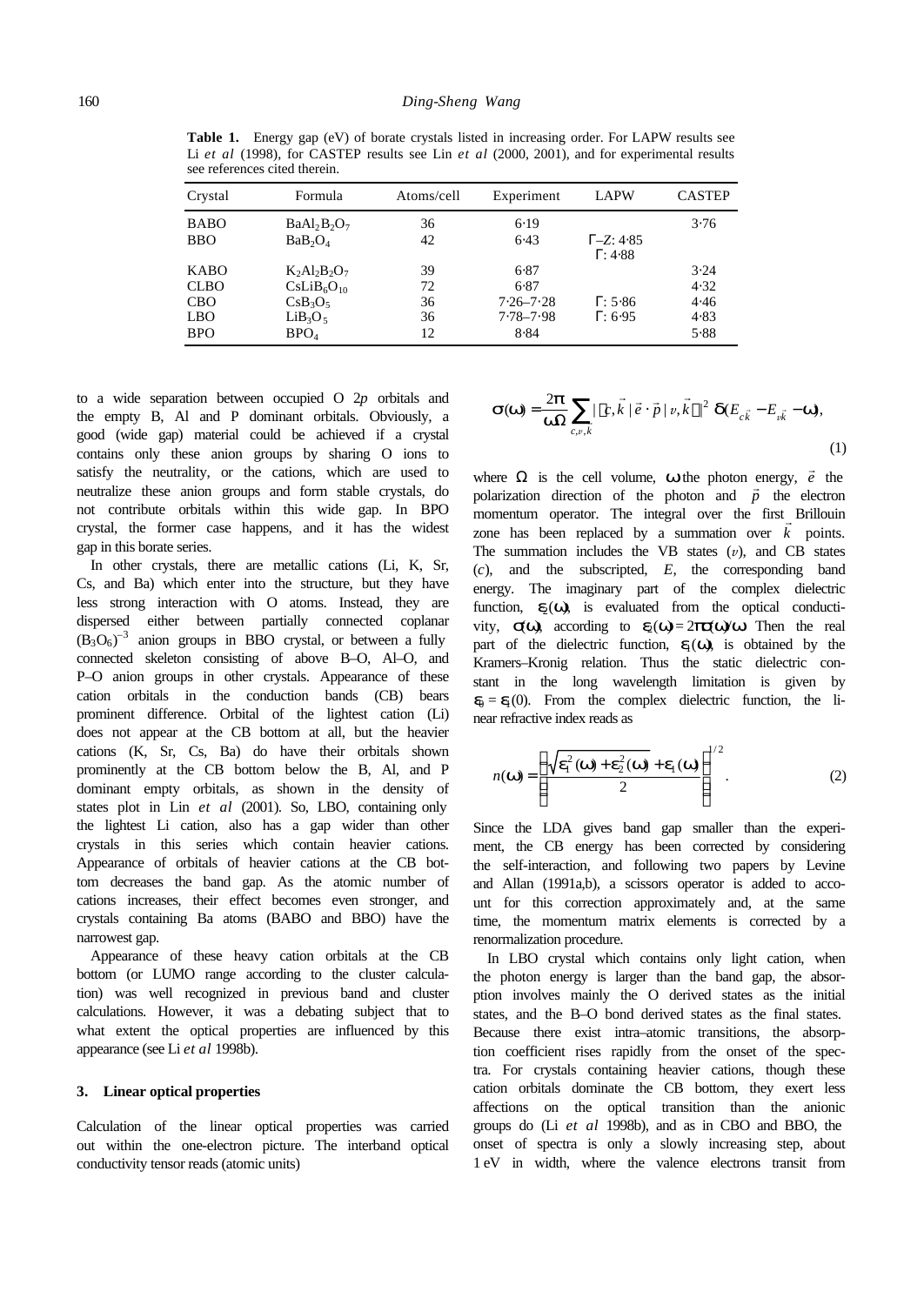**Table 1.** Energy gap (eV) of borate crystals listed in increasing order. For LAPW results see Li *et al* (1998), for CASTEP results see Lin *et al* (2000, 2001), and for experimental results see references cited therein.

| Crystal | Formula | Atoms/cell | Experiment | LAPW | CASTEP |
|---|---|---|---|---|---|
| BABO | $BaAl_2B_2O_7$ | 36 | 6·19 | | 3·76 |
| BBO | $BaB_2O_4$ | 42 | 6·43 | Γ–Z: 4·85<br>Γ: 4·88 | |
| KABO | $K_2Al_2B_2O_7$ | 39 | 6·87 | | 3·24 |
| CLBO | $CsLiB_6O_{10}$ | 72 | 6·87 | | 4·32 |
| CBO | $CsB_3O_5$ | 36 | 7·26–7·28 | Γ: 5·86 | 4·46 |
| LBO | $LiB_3O_5$ | 36 | 7·78–7·98 | Γ: 6·95 | 4·83 |
| BPO | $BPO_4$ | 12 | 8·84 | | 5·88 |

to a wide separation between occupied O 2*p* orbitals and the empty B, Al and P dominant orbitals. Obviously, a good (wide gap) material could be achieved if a crystal contains only these anion groups by sharing O ions to satisfy the neutrality, or the cations, which are used to neutralize these anion groups and form stable crystals, do not contribute orbitals within this wide gap. In BPO crystal, the former case happens, and it has the widest gap in this borate series.

In other crystals, there are metallic cations (Li, K, Sr, Cs, and Ba) which enter into the structure, but they have less strong interaction with O atoms. Instead, they are dispersed either between partially connected coplanar $(B_3O_6)^{-3}$ anion groups in BBO crystal, or between a fully connected skeleton consisting of above B–O, Al–O, and P–O anion groups in other crystals. Appearance of these cation orbitals in the conduction bands (CB) bears prominent difference. Orbital of the lightest cation (Li) does not appear at the CB bottom at all, but the heavier cations (K, Sr, Cs, Ba) do have their orbitals shown prominently at the CB bottom below the B, Al, and P dominant empty orbitals, as shown in the density of states plot in Lin *et al* (2001). So, LBO, containing only the lightest Li cation, also has a gap wider than other crystals in this series which contain heavier cations. Appearance of orbitals of heavier cations at the CB bottom decreases the band gap. As the atomic number of cations increases, their effect becomes even stronger, and crystals containing Ba atoms (BABO and BBO) have the narrowest gap.

Appearance of these heavy cation orbitals at the CB bottom (or LUMO range according to the cluster calculation) was well recognized in previous band and cluster calculations. However, it was a debating subject that to what extent the optical properties are influenced by this appearance (see Li *et al* 1998b).

## 3. Linear optical properties

Calculation of the linear optical properties was carried out within the one-electron picture. The interband optical conductivity tensor reads (atomic units)

$$\sigma(\omega) = \frac{2\pi}{\omega\Omega} \sum_{c,v,\vec{k}} |\langle c,\vec{k}\,|\,\vec{e}\cdot\vec{p}\,|\,v,\vec{k}\rangle|^2\,\delta(E_{c\vec{k}} - E_{v\vec{k}} - \omega), \tag{1}$$

where $\Omega$ is the cell volume, $\omega$ the photon energy, $\vec{e}$ the polarization direction of the photon and $\vec{p}$ the electron momentum operator. The integral over the first Brillouin zone has been replaced by a summation over $\vec{k}$ points. The summation includes the VB states ($v$), and CB states ($c$), and the subscripted, $E$, the corresponding band energy. The imaginary part of the complex dielectric function, $\varepsilon_2(\omega)$, is evaluated from the optical conductivity, $\sigma(\omega)$, according to $\varepsilon_2(\omega) = 2\pi\sigma(\omega)/\omega$. Then the real part of the dielectric function, $\varepsilon_1(\omega)$, is obtained by the Kramers–Kronig relation. Thus the static dielectric constant in the long wavelength limitation is given by $\varepsilon_0 = \varepsilon_1(0)$. From the complex dielectric function, the linear refractive index reads as

$$n(\omega) = \left[\frac{\sqrt{\varepsilon_1^2(\omega) + \varepsilon_2^2(\omega)} + \varepsilon_1(\omega)}{2}\right]^{1/2}. \tag{2}$$

Since the LDA gives band gap smaller than the experiment, the CB energy has been corrected by considering the self-interaction, and following two papers by Levine and Allan (1991a,b), a scissors operator is added to account for this correction approximately and, at the same time, the momentum matrix elements is corrected by a renormalization procedure.

In LBO crystal which contains only light cation, when the photon energy is larger than the band gap, the absorption involves mainly the O derived states as the initial states, and the B–O bond derived states as the final states. Because there exist intra-atomic transitions, the absorption coefficient rises rapidly from the onset of the spectra. For crystals containing heavier cations, though these cation orbitals dominate the CB bottom, they exert less affections on the optical transition than the anionic groups do (Li *et al* 1998b), and as in CBO and BBO, the onset of spectra is only a slowly increasing step, about 1 eV in width, where the valence electrons transit from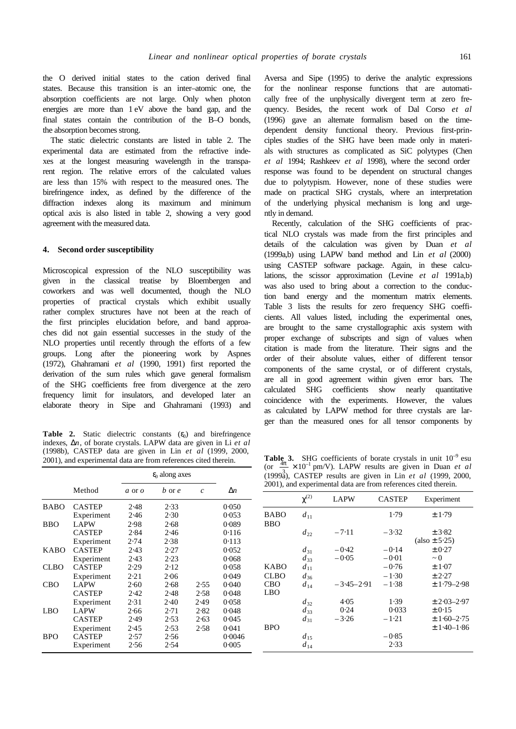the O derived initial states to the cation derived final states. Because this transition is an inter–atomic one, the absorption coefficients are not large. Only when photon energies are more than 1 eV above the band gap, and the final states contain the contribution of the B–O bonds, the absorption becomes strong.

The static dielectric constants are listed in table 2. The experimental data are estimated from the refractive indexes at the longest measuring wavelength in the transparent region. The relative errors of the calculated values are less than 15% with respect to the measured ones. The birefringence index, as defined by the difference of the diffraction indexes along its maximum and minimum optical axis is also listed in table 2, showing a very good agreement with the measured data.

## 4. Second order susceptibility

Microscopical expression of the NLO susceptibility was given in the classical treatise by Bloembergen and coworkers and was well documented, though the NLO properties of practical crystals which exhibit usually rather complex structures have not been at the reach of the first principles elucidation before, and band approaches did not gain essential successes in the study of the NLO properties until recently through the efforts of a few groups. Long after the pioneering work by Aspnes (1972), Ghahramani *et al* (1990, 1991) first reported the derivation of the sum rules which gave general formalism of the SHG coefficients free from divergence at the zero frequency limit for insulators, and developed later an elaborate theory in Sipe and Ghahramani (1993) and Aversa and Sipe (1995) to derive the analytic expressions for the nonlinear response functions that are automatically free of the unphysically divergent term at zero frequency. Besides, the recent work of Dal Corso *et al* (1996) gave an alternate formalism based on the time-dependent density functional theory. Previous first-principles studies of the SHG have been made only in materials with structures as complicated as SiC polytypes (Chen *et al* 1994; Rashkeev *et al* 1998), where the second order response was found to be dependent on structural changes due to polytypism. However, none of these studies were made on practical SHG crystals, where an interpretation of the underlying physical mechanism is long and urgently in demand.

Recently, calculation of the SHG coefficients of practical NLO crystals was made from the first principles and details of the calculation was given by Duan *et al* (1999a,b) using LAPW band method and Lin *et al* (2000) using CASTEP software package. Again, in these calculations, the scissor approximation (Levine *et al* 1991a,b) was also used to bring about a correction to the conduction band energy and the momentum matrix elements. Table 3 lists the results for zero frequency SHG coefficients. All values listed, including the experimental ones, are brought to the same crystallographic axis system with proper exchange of subscripts and sign of values when citation is made from the literature. Their signs and the order of their absolute values, either of different tensor components of the same crystal, or of different crystals, are all in good agreement within given error bars. The calculated SHG coefficients show nearly quantitative coincidence with the experiments. However, the values as calculated by LAPW method for three crystals are larger than the measured ones for all tensor components by

**Table 2.** Static dielectric constants ($\varepsilon_0$) and birefringence indexes, $\Delta n$, of borate crystals. LAPW data are given in Li *et al* (1998b), CASTEP data are given in Lin *et al* (1999, 2000, 2001), and experimental data are from references cited therein.

| | | $\varepsilon_0$ along axes | | | |
|---|---|---|---|---|---|
| | Method | $a$ or $o$ | $b$ or $e$ | $c$ | $\Delta n$ |
| BABO | CASTEP | 2·48 | 2·33 | | 0·050 |
| | Experiment | 2·46 | 2·30 | | 0·053 |
| BBO | LAPW | 2·98 | 2·68 | | 0·089 |
| | CASTEP | 2·84 | 2·46 | | 0·116 |
| | Experiment | 2·74 | 2·38 | | 0·113 |
| KABO | CASTEP | 2·43 | 2·27 | | 0·052 |
| | Experiment | 2·43 | 2·23 | | 0·068 |
| CLBO | CASTEP | 2·29 | 2·12 | | 0·058 |
| | Experiment | 2·21 | 2·06 | | 0·049 |
| CBO | LAPW | 2·60 | 2·68 | 2·55 | 0·040 |
| | CASTEP | 2·42 | 2·48 | 2·58 | 0·048 |
| | Experiment | 2·31 | 2·40 | 2·49 | 0·058 |
| LBO | LAPW | 2·66 | 2·71 | 2·82 | 0·048 |
| | CASTEP | 2·49 | 2·53 | 2·63 | 0·045 |
| | Experiment | 2·45 | 2·53 | 2·58 | 0·041 |
| BPO | CASTEP | 2·57 | 2·56 | | 0·0046 |
| | Experiment | 2·56 | 2·54 | | 0·005 |

**Table 3.** SHG coefficients of borate crystals in unit $10^{-9}$ esu (or $\frac{4\pi}{3} \times 10^{-1}$ pm/V). LAPW results are given in Duan *et al* (1999a), CASTEP results are given in Lin *et al* (1999, 2000, 2001), and experimental data are from references cited therein.

| | $\chi^{(2)}$ | LAPW | CASTEP | Experiment |
|---|---|---|---|---|
| BABO | $d_{11}$ | | 1·79 | ± 1·79 |
| BBO | | | | |
| | $d_{22}$ | − 7·11 | − 3·32 | ± 3·82 (also ± 5·25) |
| | $d_{31}$ | − 0·42 | − 0·14 | ± 0·27 |
| | $d_{33}$ | − 0·05 | − 0·01 | ~ 0 |
| KABO | $d_{11}$ | | − 0·76 | ± 1·07 |
| CLBO | $d_{36}$ | | − 1·30 | ± 2·27 |
| CBO | $d_{14}$ | − 3·45–2·91 | − 1·38 | ± 1·79–2·98 |
| LBO | | | | |
| | $d_{32}$ | 4·05 | 1·39 | ± 2·03–2·97 |
| | $d_{33}$ | 0·24 | 0·033 | ± 0·15 |
| | $d_{31}$ | − 3·26 | − 1·21 | ± 1·60–2·75 |
| BPO | | | | ± 1·40–1·86 |
| | $d_{15}$ | | − 0·85 | |
| | $d_{14}$ | | 2·33 | |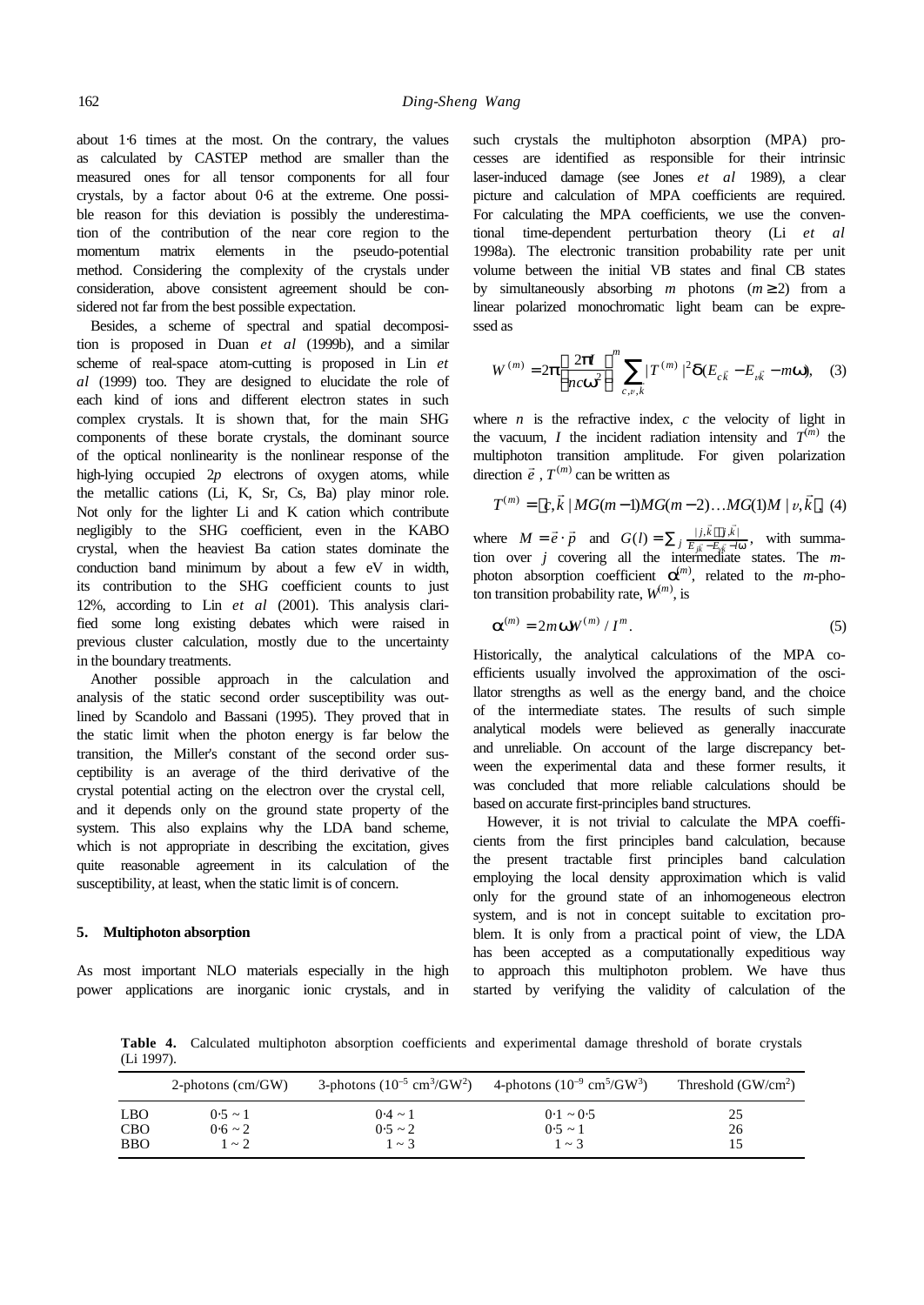about 1·6 times at the most. On the contrary, the values as calculated by CASTEP method are smaller than the measured ones for all tensor components for all four crystals, by a factor about 0·6 at the extreme. One possible reason for this deviation is possibly the underestimation of the contribution of the near core region to the momentum matrix elements in the pseudo-potential method. Considering the complexity of the crystals under consideration, above consistent agreement should be considered not far from the best possible expectation.

Besides, a scheme of spectral and spatial decomposition is proposed in Duan *et al* (1999b), and a similar scheme of real-space atom-cutting is proposed in Lin *et al* (1999) too. They are designed to elucidate the role of each kind of ions and different electron states in such complex crystals. It is shown that, for the main SHG components of these borate crystals, the dominant source of the optical nonlinearity is the nonlinear response of the high-lying occupied $2p$ electrons of oxygen atoms, while the metallic cations (Li, K, Sr, Cs, Ba) play minor role. Not only for the lighter Li and K cation which contribute negligibly to the SHG coefficient, even in the KABO crystal, when the heaviest Ba cation states dominate the conduction band minimum by about a few eV in width, its contribution to the SHG coefficient counts to just 12%, according to Lin *et al* (2001). This analysis clarified some long existing debates which were raised in previous cluster calculation, mostly due to the uncertainty in the boundary treatments.

Another possible approach in the calculation and analysis of the static second order susceptibility was outlined by Scandolo and Bassani (1995). They proved that in the static limit when the photon energy is far below the transition, the Miller's constant of the second order susceptibility is an average of the third derivative of the crystal potential acting on the electron over the crystal cell, and it depends only on the ground state property of the system. This also explains why the LDA band scheme, which is not appropriate in describing the excitation, gives quite reasonable agreement in its calculation of the susceptibility, at least, when the static limit is of concern.

## 5. Multiphoton absorption

As most important NLO materials especially in the high power applications are inorganic ionic crystals, and in such crystals the multiphoton absorption (MPA) processes are identified as responsible for their intrinsic laser-induced damage (see Jones *et al* 1989), a clear picture and calculation of MPA coefficients are required. For calculating the MPA coefficients, we use the conventional time-dependent perturbation theory (Li *et al* 1998a). The electronic transition probability rate per unit volume between the initial VB states and final CB states by simultaneously absorbing $m$ photons ($m \geq 2$) from a linear polarized monochromatic light beam can be expressed as

$$W^{(m)} = 2\pi\left(\frac{2\pi I}{nc\omega^2}\right)^m \sum_{c,v,k} |T^{(m)}|^2 \delta(E_{c\vec{k}} - E_{v\vec{k}} - m\omega), \quad (3)$$

where $n$ is the refractive index, $c$ the velocity of light in the vacuum, $I$ the incident radiation intensity and $T^{(m)}$ the multiphoton transition amplitude. For given polarization direction $\vec{e}$, $T^{(m)}$ can be written as

$$T^{(m)} = \langle c,\vec{k}\,|\,MG(m-1)MG(m-2)\ldots MG(1)M\,|\,v,\vec{k}\rangle, \quad (4)$$

where $M = \vec{e}\cdot\vec{p}$ and $G(l) = \sum_j \frac{|j,\vec{k}\rangle\langle j,\vec{k}|}{E_{j\vec{k}} - E_{v\vec{k}} - l\omega}$, with summation over $j$ covering all the intermediate states. The $m$-photon absorption coefficient $\alpha^{(m)}$, related to the $m$-photon transition probability rate, $W^{(m)}$, is

$$\alpha^{(m)} = 2m\omega W^{(m)} / I^m. \quad (5)$$

Historically, the analytical calculations of the MPA coefficients usually involved the approximation of the oscillator strengths as well as the energy band, and the choice of the intermediate states. The results of such simple analytical models were believed as generally inaccurate and unreliable. On account of the large discrepancy between the experimental data and these former results, it was concluded that more reliable calculations should be based on accurate first-principles band structures.

However, it is not trivial to calculate the MPA coefficients from the first principles band calculation, because the present tractable first principles band calculation employing the local density approximation which is valid only for the ground state of an inhomogeneous electron system, and is not in concept suitable to excitation problem. It is only from a practical point of view, the LDA has been accepted as a computationally expeditious way to approach this multiphoton problem. We have thus started by verifying the validity of calculation of the

**Table 4.** Calculated multiphoton absorption coefficients and experimental damage threshold of borate crystals (Li 1997).

| | 2-photons (cm/GW) | 3-photons ($10^{-5}$ cm$^3$/GW$^2$) | 4-photons ($10^{-9}$ cm$^5$/GW$^3$) | Threshold (GW/cm$^2$) |
|---|---|---|---|---|
| LBO | 0·5 ~ 1 | 0·4 ~ 1 | 0·1 ~ 0·5 | 25 |
| CBO | 0·6 ~ 2 | 0·5 ~ 2 | 0·5 ~ 1 | 26 |
| BBO | 1 ~ 2 | 1 ~ 3 | 1 ~ 3 | 15 |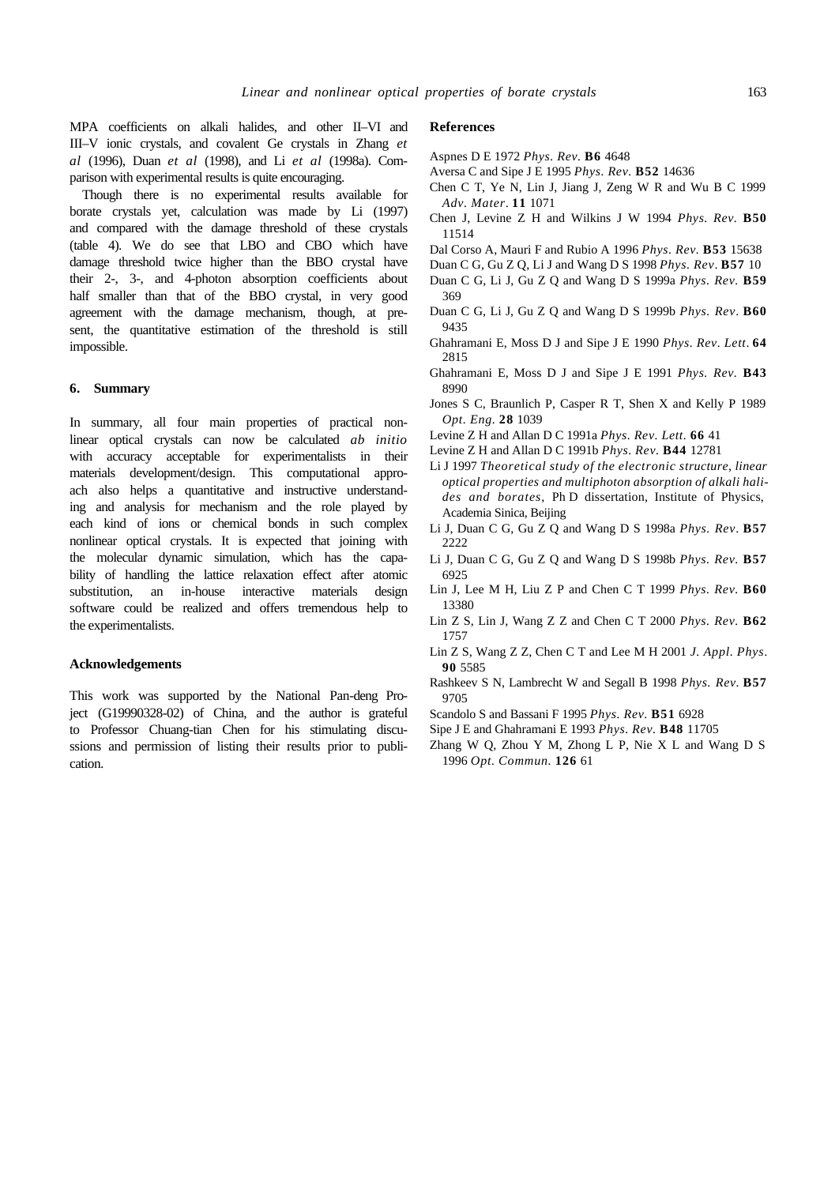MPA coefficients on alkali halides, and other II–VI and III–V ionic crystals, and covalent Ge crystals in Zhang *et al* (1996), Duan *et al* (1998), and Li *et al* (1998a). Comparison with experimental results is quite encouraging.

Though there is no experimental results available for borate crystals yet, calculation was made by Li (1997) and compared with the damage threshold of these crystals (table 4). We do see that LBO and CBO which have damage threshold twice higher than the BBO crystal have their 2-, 3-, and 4-photon absorption coefficients about half smaller than that of the BBO crystal, in very good agreement with the damage mechanism, though, at present, the quantitative estimation of the threshold is still impossible.

## 6. Summary

In summary, all four main properties of practical nonlinear optical crystals can now be calculated *ab initio* with accuracy acceptable for experimentalists in their materials development/design. This computational approach also helps a quantitative and instructive understanding and analysis for mechanism and the role played by each kind of ions or chemical bonds in such complex nonlinear optical crystals. It is expected that joining with the molecular dynamic simulation, which has the capability of handling the lattice relaxation effect after atomic substitution, an in-house interactive materials design software could be realized and offers tremendous help to the experimentalists.

## Acknowledgements

This work was supported by the National Pan-deng Project (G19990328-02) of China, and the author is grateful to Professor Chuang-tian Chen for his stimulating discussions and permission of listing their results prior to publication.

## References

Aspnes D E 1972 *Phys. Rev.* **B6** 4648

Aversa C and Sipe J E 1995 *Phys. Rev.* **B52** 14636

Chen C T, Ye N, Lin J, Jiang J, Zeng W R and Wu B C 1999 *Adv. Mater.* **11** 1071

Chen J, Levine Z H and Wilkins J W 1994 *Phys. Rev.* **B50** 11514

Dal Corso A, Mauri F and Rubio A 1996 *Phys. Rev.* **B53** 15638

Duan C G, Gu Z Q, Li J and Wang D S 1998 *Phys. Rev.* **B57** 10

Duan C G, Li J, Gu Z Q and Wang D S 1999a *Phys. Rev.* **B59** 369

Duan C G, Li J, Gu Z Q and Wang D S 1999b *Phys. Rev.* **B60** 9435

Ghahramani E, Moss D J and Sipe J E 1990 *Phys. Rev. Lett.* **64** 2815

Ghahramani E, Moss D J and Sipe J E 1991 *Phys. Rev.* **B43** 8990

Jones S C, Braunlich P, Casper R T, Shen X and Kelly P 1989 *Opt. Eng.* **28** 1039

Levine Z H and Allan D C 1991a *Phys. Rev. Lett.* **66** 41

Levine Z H and Allan D C 1991b *Phys. Rev.* **B44** 12781

Li J 1997 *Theoretical study of the electronic structure, linear optical properties and multiphoton absorption of alkali halides and borates*, Ph D dissertation, Institute of Physics, Academia Sinica, Beijing

Li J, Duan C G, Gu Z Q and Wang D S 1998a *Phys. Rev.* **B57** 2222

Li J, Duan C G, Gu Z Q and Wang D S 1998b *Phys. Rev.* **B57** 6925

Lin J, Lee M H, Liu Z P and Chen C T 1999 *Phys. Rev.* **B60** 13380

Lin Z S, Lin J, Wang Z Z and Chen C T 2000 *Phys. Rev.* **B62** 1757

Lin Z S, Wang Z Z, Chen C T and Lee M H 2001 *J. Appl. Phys.* **90** 5585

Rashkeev S N, Lambrecht W and Segall B 1998 *Phys. Rev.* **B57** 9705

Scandolo S and Bassani F 1995 *Phys. Rev.* **B51** 6928

Sipe J E and Ghahramani E 1993 *Phys. Rev.* **B48** 11705

Zhang W Q, Zhou Y M, Zhong L P, Nie X L and Wang D S 1996 *Opt. Commun.* **126** 61